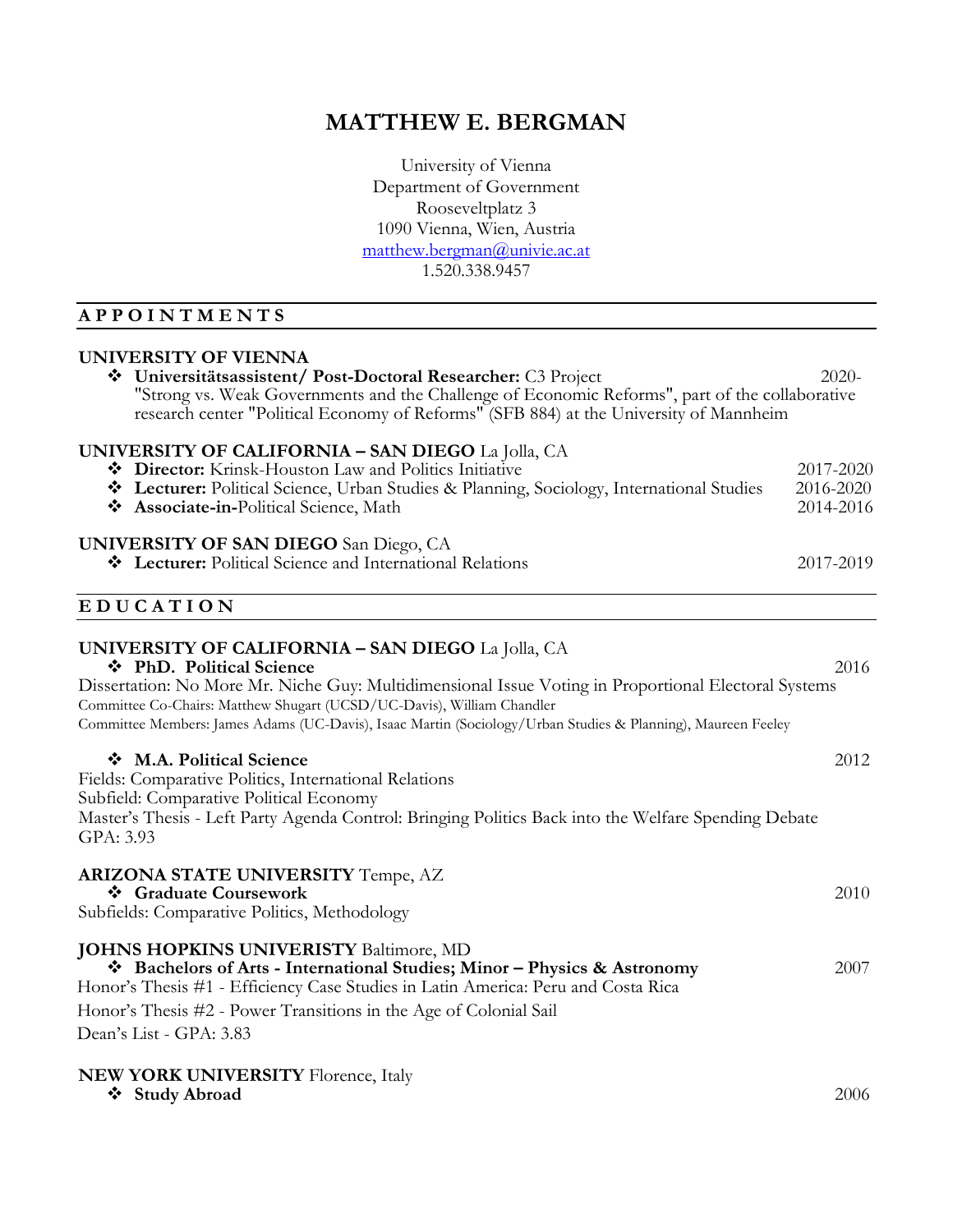# MATTHEW E. BERGMAN

University of Vienna
Department of Government
Rooseveltplatz 3
1090 Vienna, Wien, Austria
matthew.bergman@univie.ac.at
1.520.338.9457

## APPOINTMENTS

**UNIVERSITY OF VIENNA**

- **Universitätsassistent/ Post-Doctoral Researcher:** C3 Project — 2020-
  "Strong vs. Weak Governments and the Challenge of Economic Reforms", part of the collaborative research center "Political Economy of Reforms" (SFB 884) at the University of Mannheim

**UNIVERSITY OF CALIFORNIA – SAN DIEGO** La Jolla, CA

- **Director:** Krinsk-Houston Law and Politics Initiative — 2017-2020
- **Lecturer:** Political Science, Urban Studies & Planning, Sociology, International Studies — 2016-2020
- **Associate-in-**Political Science, Math — 2014-2016

**UNIVERSITY OF SAN DIEGO** San Diego, CA

- **Lecturer:** Political Science and International Relations — 2017-2019

## EDUCATION

**UNIVERSITY OF CALIFORNIA – SAN DIEGO** La Jolla, CA

- **PhD. Political Science** — 2016

Dissertation: No More Mr. Niche Guy: Multidimensional Issue Voting in Proportional Electoral Systems
Committee Co-Chairs: Matthew Shugart (UCSD/UC-Davis), William Chandler
Committee Members: James Adams (UC-Davis), Isaac Martin (Sociology/Urban Studies & Planning), Maureen Feeley

- **M.A. Political Science** — 2012

Fields: Comparative Politics, International Relations
Subfield: Comparative Political Economy
Master's Thesis - Left Party Agenda Control: Bringing Politics Back into the Welfare Spending Debate
GPA: 3.93

**ARIZONA STATE UNIVERSITY** Tempe, AZ

- **Graduate Coursework** — 2010

Subfields: Comparative Politics, Methodology

**JOHNS HOPKINS UNIVERISTY** Baltimore, MD

- **Bachelors of Arts - International Studies; Minor – Physics & Astronomy** — 2007

Honor's Thesis #1 - Efficiency Case Studies in Latin America: Peru and Costa Rica
Honor's Thesis #2 - Power Transitions in the Age of Colonial Sail
Dean's List - GPA: 3.83

**NEW YORK UNIVERSITY** Florence, Italy

- **Study Abroad** — 2006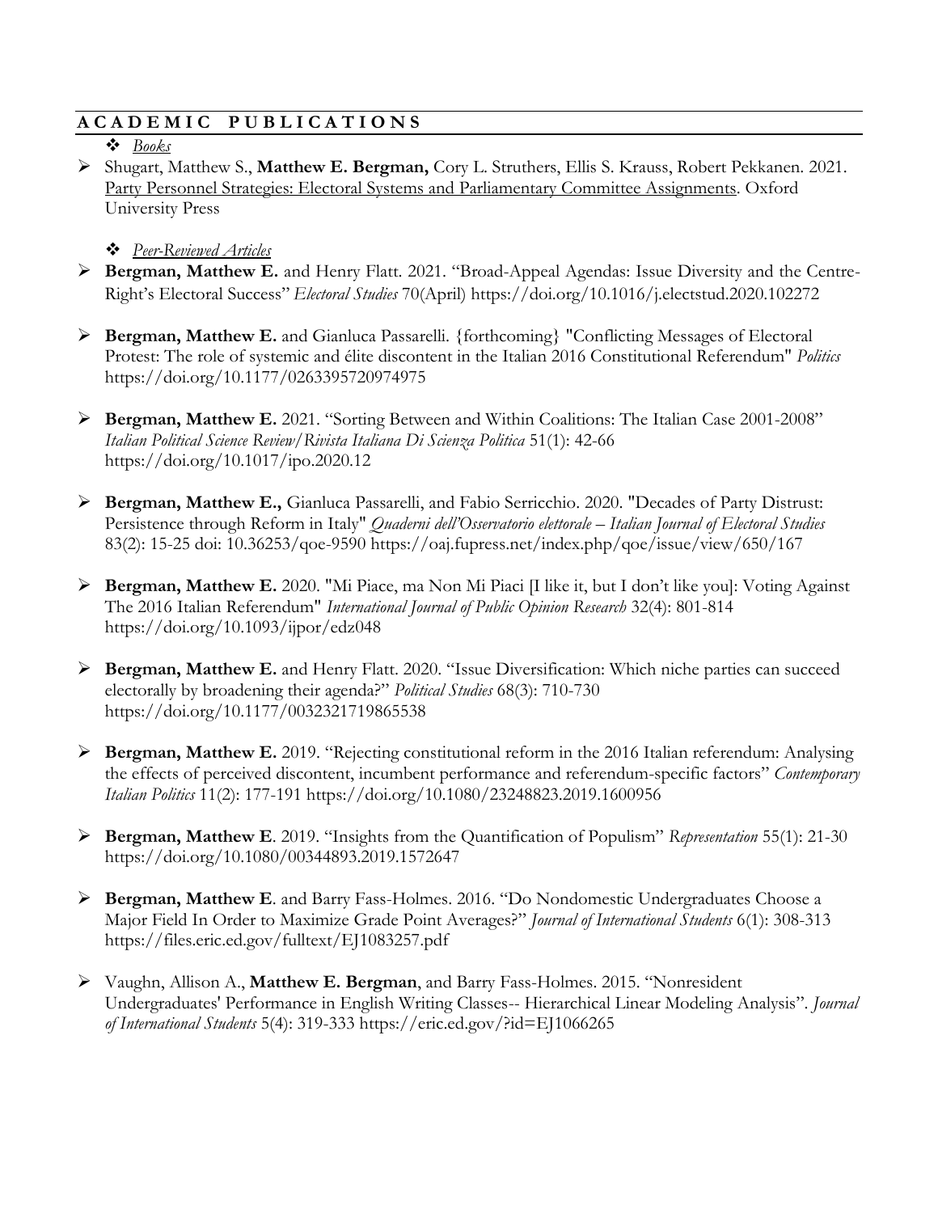## ACADEMIC PUBLICATIONS

- *Books*

- Shugart, Matthew S., **Matthew E. Bergman,** Cory L. Struthers, Ellis S. Krauss, Robert Pekkanen. 2021. Party Personnel Strategies: Electoral Systems and Parliamentary Committee Assignments. Oxford University Press

- *Peer-Reviewed Articles*

- **Bergman, Matthew E.** and Henry Flatt. 2021. "Broad-Appeal Agendas: Issue Diversity and the Centre-Right's Electoral Success" *Electoral Studies* 70(April) https://doi.org/10.1016/j.electstud.2020.102272

- **Bergman, Matthew E.** and Gianluca Passarelli. {forthcoming} "Conflicting Messages of Electoral Protest: The role of systemic and élite discontent in the Italian 2016 Constitutional Referendum" *Politics* https://doi.org/10.1177/0263395720974975

- **Bergman, Matthew E.** 2021. "Sorting Between and Within Coalitions: The Italian Case 2001-2008" *Italian Political Science Review/Rivista Italiana Di Scienza Politica* 51(1): 42-66 https://doi.org/10.1017/ipo.2020.12

- **Bergman, Matthew E.,** Gianluca Passarelli, and Fabio Serricchio. 2020. "Decades of Party Distrust: Persistence through Reform in Italy" *Quaderni dell'Osservatorio elettorale – Italian Journal of Electoral Studies* 83(2): 15-25 doi: 10.36253/qoe-9590 https://oaj.fupress.net/index.php/qoe/issue/view/650/167

- **Bergman, Matthew E.** 2020. "Mi Piace, ma Non Mi Piaci [I like it, but I don't like you]: Voting Against The 2016 Italian Referendum" *International Journal of Public Opinion Research* 32(4): 801-814 https://doi.org/10.1093/ijpor/edz048

- **Bergman, Matthew E.** and Henry Flatt. 2020. "Issue Diversification: Which niche parties can succeed electorally by broadening their agenda?" *Political Studies* 68(3): 710-730 https://doi.org/10.1177/0032321719865538

- **Bergman, Matthew E.** 2019. "Rejecting constitutional reform in the 2016 Italian referendum: Analysing the effects of perceived discontent, incumbent performance and referendum-specific factors" *Contemporary Italian Politics* 11(2): 177-191 https://doi.org/10.1080/23248823.2019.1600956

- **Bergman, Matthew E**. 2019. "Insights from the Quantification of Populism" *Representation* 55(1): 21-30 https://doi.org/10.1080/00344893.2019.1572647

- **Bergman, Matthew E**. and Barry Fass-Holmes. 2016. "Do Nondomestic Undergraduates Choose a Major Field In Order to Maximize Grade Point Averages?" *Journal of International Students* 6(1): 308-313 https://files.eric.ed.gov/fulltext/EJ1083257.pdf

- Vaughn, Allison A., **Matthew E. Bergman**, and Barry Fass-Holmes. 2015. "Nonresident Undergraduates' Performance in English Writing Classes-- Hierarchical Linear Modeling Analysis". *Journal of International Students* 5(4): 319-333 https://eric.ed.gov/?id=EJ1066265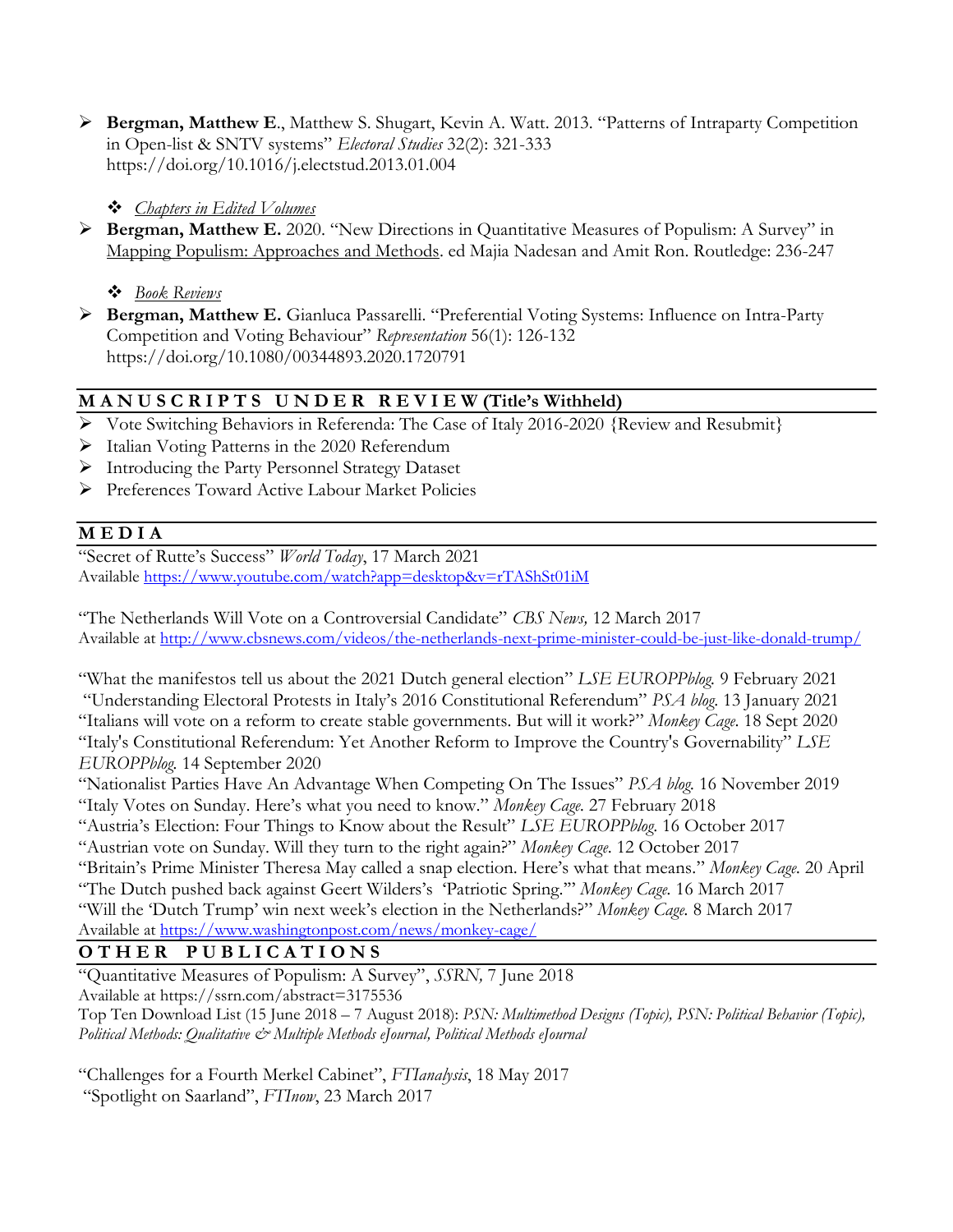- **Bergman, Matthew E**., Matthew S. Shugart, Kevin A. Watt. 2013. "Patterns of Intraparty Competition in Open-list & SNTV systems" *Electoral Studies* 32(2): 321-333 https://doi.org/10.1016/j.electstud.2013.01.004

  - *Chapters in Edited Volumes*

- **Bergman, Matthew E.** 2020. "New Directions in Quantitative Measures of Populism: A Survey" in Mapping Populism: Approaches and Methods. ed Majia Nadesan and Amit Ron. Routledge: 236-247

  - *Book Reviews*

- **Bergman, Matthew E.** Gianluca Passarelli. "Preferential Voting Systems: Influence on Intra-Party Competition and Voting Behaviour" *Representation* 56(1): 126-132 https://doi.org/10.1080/00344893.2020.1720791

## MANUSCRIPTS UNDER REVIEW (Title's Withheld)

- Vote Switching Behaviors in Referenda: The Case of Italy 2016-2020 {Review and Resubmit}
- Italian Voting Patterns in the 2020 Referendum
- Introducing the Party Personnel Strategy Dataset
- Preferences Toward Active Labour Market Policies

## MEDIA

"Secret of Rutte's Success" *World Today*, 17 March 2021
Available https://www.youtube.com/watch?app=desktop&v=rTAShSt01iM

"The Netherlands Will Vote on a Controversial Candidate" *CBS News,* 12 March 2017
Available at http://www.cbsnews.com/videos/the-netherlands-next-prime-minister-could-be-just-like-donald-trump/

"What the manifestos tell us about the 2021 Dutch general election" *LSE EUROPPblog.* 9 February 2021
"Understanding Electoral Protests in Italy's 2016 Constitutional Referendum" *PSA blog.* 13 January 2021
"Italians will vote on a reform to create stable governments. But will it work?" *Monkey Cage.* 18 Sept 2020
"Italy's Constitutional Referendum: Yet Another Reform to Improve the Country's Governability" *LSE EUROPPblog.* 14 September 2020
"Nationalist Parties Have An Advantage When Competing On The Issues" *PSA blog.* 16 November 2019
"Italy Votes on Sunday. Here's what you need to know." *Monkey Cage.* 27 February 2018
"Austria's Election: Four Things to Know about the Result" *LSE EUROPPblog.* 16 October 2017
"Austrian vote on Sunday. Will they turn to the right again?" *Monkey Cage.* 12 October 2017
"Britain's Prime Minister Theresa May called a snap election. Here's what that means." *Monkey Cage.* 20 April
"The Dutch pushed back against Geert Wilders's 'Patriotic Spring.'" *Monkey Cage.* 16 March 2017
"Will the 'Dutch Trump' win next week's election in the Netherlands?" *Monkey Cage.* 8 March 2017
Available at https://www.washingtonpost.com/news/monkey-cage/

## OTHER PUBLICATIONS

"Quantitative Measures of Populism: A Survey", *SSRN,* 7 June 2018
Available at https://ssrn.com/abstract=3175536
Top Ten Download List (15 June 2018 – 7 August 2018): *PSN: Multimethod Designs (Topic), PSN: Political Behavior (Topic), Political Methods: Qualitative & Multiple Methods eJournal, Political Methods eJournal*

"Challenges for a Fourth Merkel Cabinet", *FTIanalysis*, 18 May 2017
"Spotlight on Saarland", *FTInow*, 23 March 2017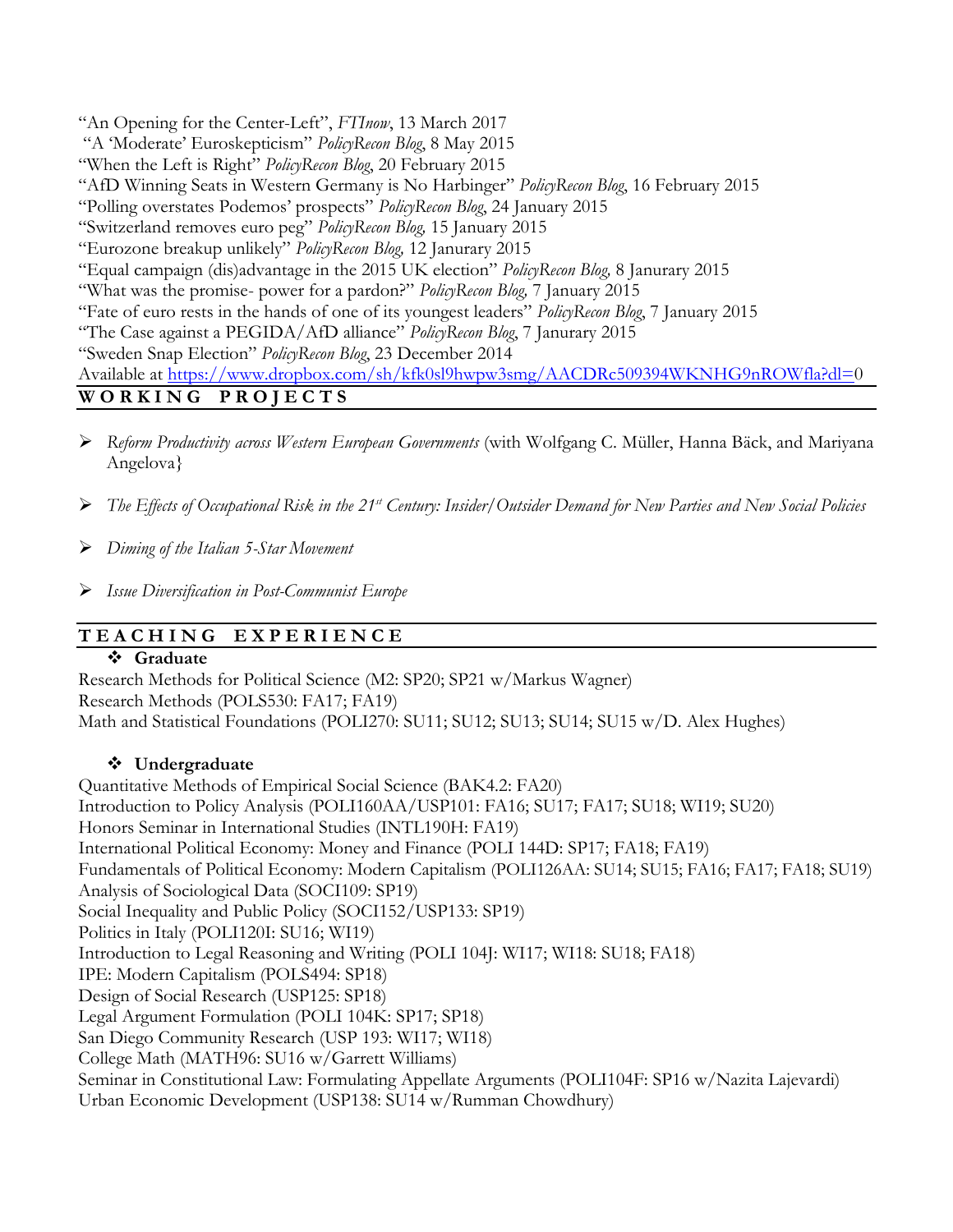"An Opening for the Center-Left", *FTInow*, 13 March 2017
"A 'Moderate' Euroskepticism" *PolicyRecon Blog*, 8 May 2015
"When the Left is Right" *PolicyRecon Blog*, 20 February 2015
"AfD Winning Seats in Western Germany is No Harbinger" *PolicyRecon Blog*, 16 February 2015
"Polling overstates Podemos' prospects" *PolicyRecon Blog*, 24 January 2015
"Switzerland removes euro peg" *PolicyRecon Blog,* 15 January 2015
"Eurozone breakup unlikely" *PolicyRecon Blog,* 12 Janurary 2015
"Equal campaign (dis)advantage in the 2015 UK election" *PolicyRecon Blog,* 8 Janurary 2015
"What was the promise- power for a pardon?" *PolicyRecon Blog,* 7 January 2015
"Fate of euro rests in the hands of one of its youngest leaders" *PolicyRecon Blog*, 7 January 2015
"The Case against a PEGIDA/AfD alliance" *PolicyRecon Blog*, 7 Janurary 2015
"Sweden Snap Election" *PolicyRecon Blog*, 23 December 2014
Available at https://www.dropbox.com/sh/kfk0sl9hwpw3smg/AACDRc509394WKNHG9nROWfla?dl=0

## WORKING PROJECTS

- *Reform Productivity across Western European Governments* (with Wolfgang C. Müller, Hanna Bäck, and Mariyana Angelova}
- *The Effects of Occupational Risk in the 21st Century: Insider/Outsider Demand for New Parties and New Social Policies*
- *Diming of the Italian 5-Star Movement*
- *Issue Diversification in Post-Communist Europe*

## TEACHING EXPERIENCE

❖ **Graduate**

Research Methods for Political Science (M2: SP20; SP21 w/Markus Wagner)
Research Methods (POLS530: FA17; FA19)
Math and Statistical Foundations (POLI270: SU11; SU12; SU13; SU14; SU15 w/D. Alex Hughes)

❖ **Undergraduate**

Quantitative Methods of Empirical Social Science (BAK4.2: FA20)
Introduction to Policy Analysis (POLI160AA/USP101: FA16; SU17; FA17; SU18; WI19; SU20)
Honors Seminar in International Studies (INTL190H: FA19)
International Political Economy: Money and Finance (POLI 144D: SP17; FA18; FA19)
Fundamentals of Political Economy: Modern Capitalism (POLI126AA: SU14; SU15; FA16; FA17; FA18; SU19)
Analysis of Sociological Data (SOCI109: SP19)
Social Inequality and Public Policy (SOCI152/USP133: SP19)
Politics in Italy (POLI120I: SU16; WI19)
Introduction to Legal Reasoning and Writing (POLI 104J: WI17; WI18: SU18; FA18)
IPE: Modern Capitalism (POLS494: SP18)
Design of Social Research (USP125: SP18)
Legal Argument Formulation (POLI 104K: SP17; SP18)
San Diego Community Research (USP 193: WI17; WI18)
College Math (MATH96: SU16 w/Garrett Williams)
Seminar in Constitutional Law: Formulating Appellate Arguments (POLI104F: SP16 w/Nazita Lajevardi)
Urban Economic Development (USP138: SU14 w/Rumman Chowdhury)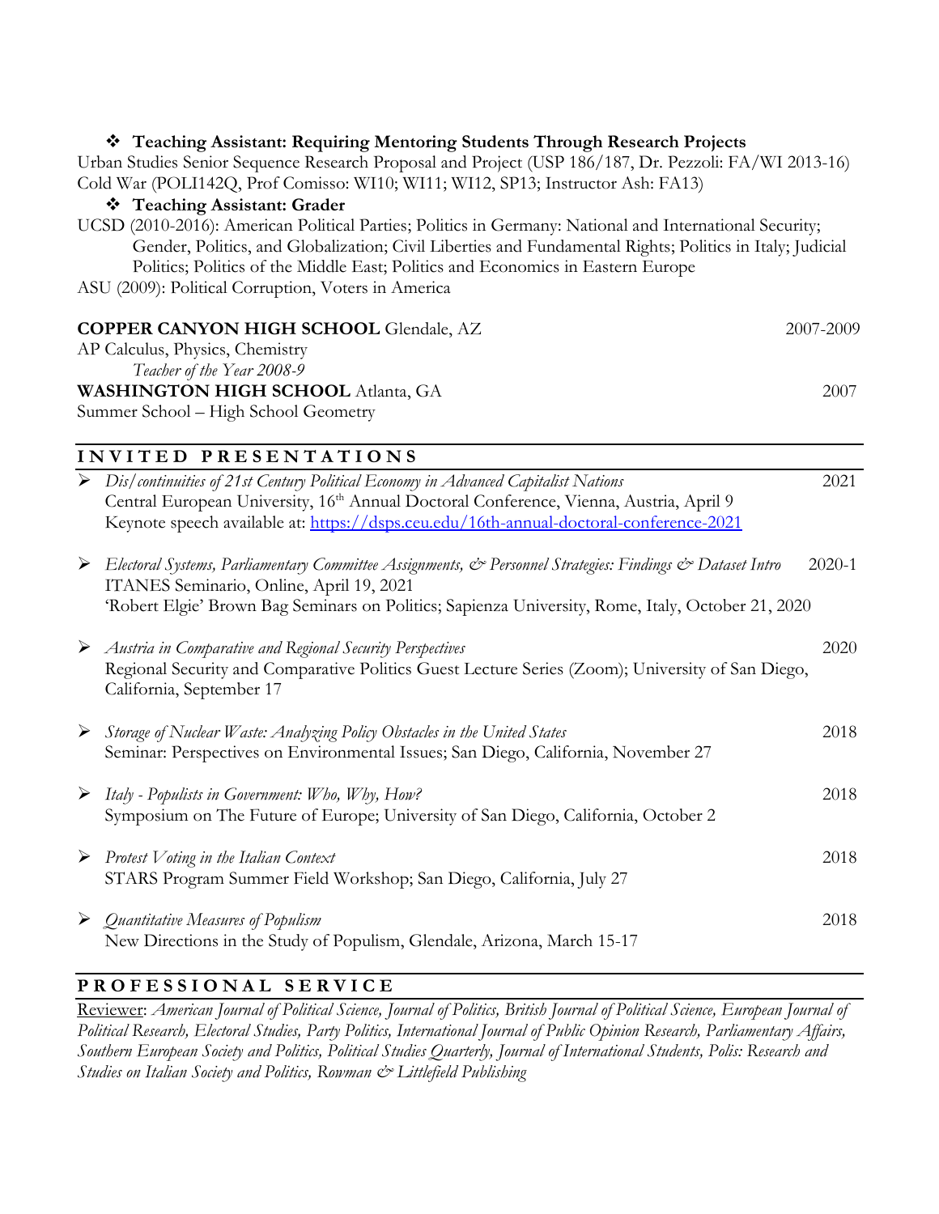- **Teaching Assistant: Requiring Mentoring Students Through Research Projects**

Urban Studies Senior Sequence Research Proposal and Project (USP 186/187, Dr. Pezzoli: FA/WI 2013-16)
Cold War (POLI142Q, Prof Comisso: WI10; WI11; WI12, SP13; Instructor Ash: FA13)

- **Teaching Assistant: Grader**

UCSD (2010-2016): American Political Parties; Politics in Germany: National and International Security; Gender, Politics, and Globalization; Civil Liberties and Fundamental Rights; Politics in Italy; Judicial Politics; Politics of the Middle East; Politics and Economics in Eastern Europe
ASU (2009): Political Corruption, Voters in America

**COPPER CANYON HIGH SCHOOL** Glendale, AZ — 2007-2009
AP Calculus, Physics, Chemistry
*Teacher of the Year 2008-9*

**WASHINGTON HIGH SCHOOL** Atlanta, GA — 2007
Summer School – High School Geometry

## INVITED PRESENTATIONS

- *Dis/continuities of 21st Century Political Economy in Advanced Capitalist Nations* — 2021
  Central European University, 16th Annual Doctoral Conference, Vienna, Austria, April 9
  Keynote speech available at: https://dsps.ceu.edu/16th-annual-doctoral-conference-2021

- *Electoral Systems, Parliamentary Committee Assignments, & Personnel Strategies: Findings & Dataset Intro* — 2020-1
  ITANES Seminario, Online, April 19, 2021
  'Robert Elgie' Brown Bag Seminars on Politics; Sapienza University, Rome, Italy, October 21, 2020

- *Austria in Comparative and Regional Security Perspectives* — 2020
  Regional Security and Comparative Politics Guest Lecture Series (Zoom); University of San Diego, California, September 17

- *Storage of Nuclear Waste: Analyzing Policy Obstacles in the United States* — 2018
  Seminar: Perspectives on Environmental Issues; San Diego, California, November 27

- *Italy - Populists in Government: Who, Why, How?* — 2018
  Symposium on The Future of Europe; University of San Diego, California, October 2

- *Protest Voting in the Italian Context* — 2018
  STARS Program Summer Field Workshop; San Diego, California, July 27

- *Quantitative Measures of Populism* — 2018
  New Directions in the Study of Populism, Glendale, Arizona, March 15-17

## PROFESSIONAL SERVICE

Reviewer: *American Journal of Political Science, Journal of Politics, British Journal of Political Science, European Journal of Political Research, Electoral Studies, Party Politics, International Journal of Public Opinion Research, Parliamentary Affairs, Southern European Society and Politics, Political Studies Quarterly, Journal of International Students, Polis: Research and Studies on Italian Society and Politics, Rowman & Littlefield Publishing*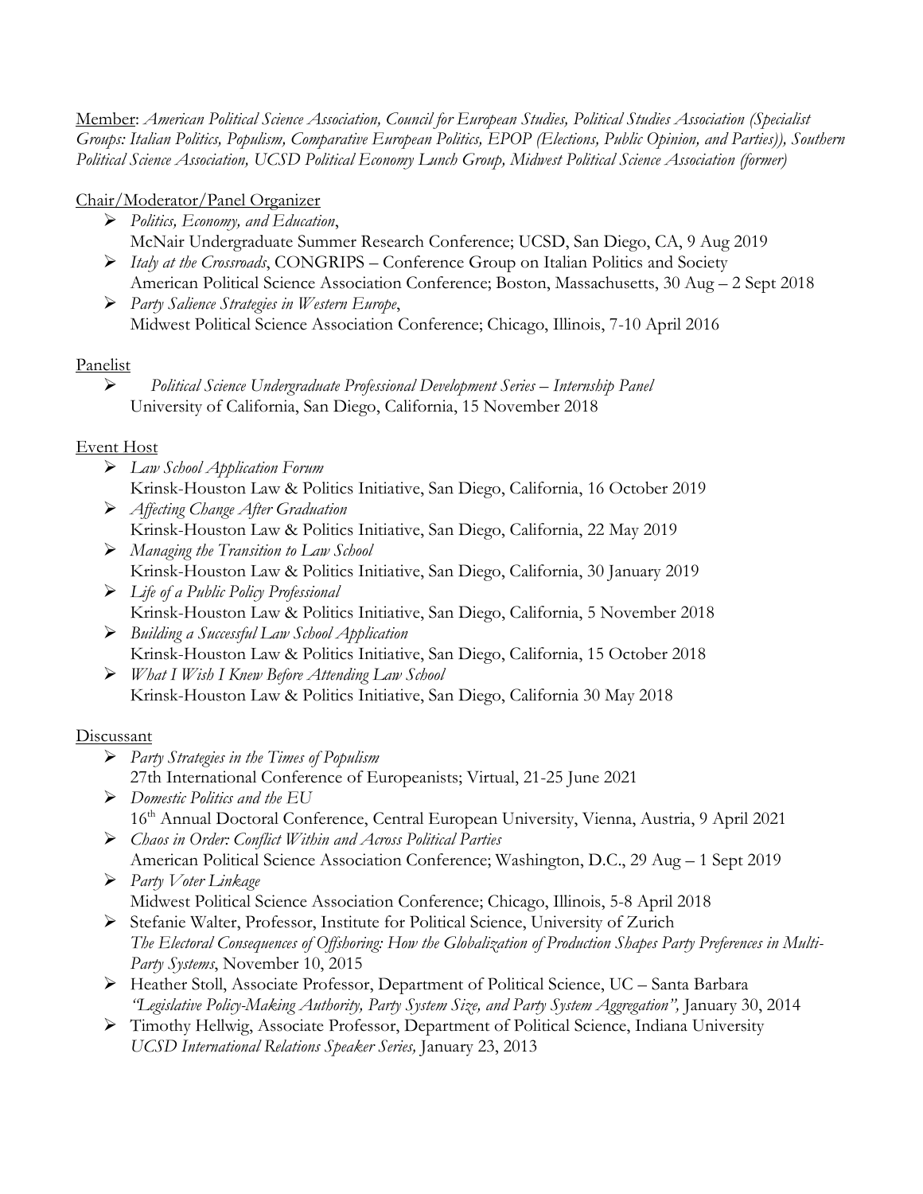Member: *American Political Science Association, Council for European Studies, Political Studies Association (Specialist Groups: Italian Politics, Populism, Comparative European Politics, EPOP (Elections, Public Opinion, and Parties)), Southern Political Science Association, UCSD Political Economy Lunch Group, Midwest Political Science Association (former)*

Chair/Moderator/Panel Organizer

- *Politics, Economy, and Education*,
  McNair Undergraduate Summer Research Conference; UCSD, San Diego, CA, 9 Aug 2019
- *Italy at the Crossroads*, CONGRIPS – Conference Group on Italian Politics and Society
  American Political Science Association Conference; Boston, Massachusetts, 30 Aug – 2 Sept 2018
- *Party Salience Strategies in Western Europe*,
  Midwest Political Science Association Conference; Chicago, Illinois, 7-10 April 2016

Panelist

- *Political Science Undergraduate Professional Development Series – Internship Panel*
  University of California, San Diego, California, 15 November 2018

Event Host

- *Law School Application Forum*
  Krinsk-Houston Law & Politics Initiative, San Diego, California, 16 October 2019
- *Affecting Change After Graduation*
  Krinsk-Houston Law & Politics Initiative, San Diego, California, 22 May 2019
- *Managing the Transition to Law School*
  Krinsk-Houston Law & Politics Initiative, San Diego, California, 30 January 2019
- *Life of a Public Policy Professional*
  Krinsk-Houston Law & Politics Initiative, San Diego, California, 5 November 2018
- *Building a Successful Law School Application*
  Krinsk-Houston Law & Politics Initiative, San Diego, California, 15 October 2018
- *What I Wish I Knew Before Attending Law School*
  Krinsk-Houston Law & Politics Initiative, San Diego, California 30 May 2018

Discussant

- *Party Strategies in the Times of Populism*
  27th International Conference of Europeanists; Virtual, 21-25 June 2021
- *Domestic Politics and the EU*
  16th Annual Doctoral Conference, Central European University, Vienna, Austria, 9 April 2021
- *Chaos in Order: Conflict Within and Across Political Parties*
  American Political Science Association Conference; Washington, D.C., 29 Aug – 1 Sept 2019
- *Party Voter Linkage*
  Midwest Political Science Association Conference; Chicago, Illinois, 5-8 April 2018
- Stefanie Walter, Professor, Institute for Political Science, University of Zurich
  *The Electoral Consequences of Offshoring: How the Globalization of Production Shapes Party Preferences in Multi-Party Systems*, November 10, 2015
- Heather Stoll, Associate Professor, Department of Political Science, UC – Santa Barbara
  *"Legislative Policy-Making Authority, Party System Size, and Party System Aggregation",* January 30, 2014
- Timothy Hellwig, Associate Professor, Department of Political Science, Indiana University
  *UCSD International Relations Speaker Series,* January 23, 2013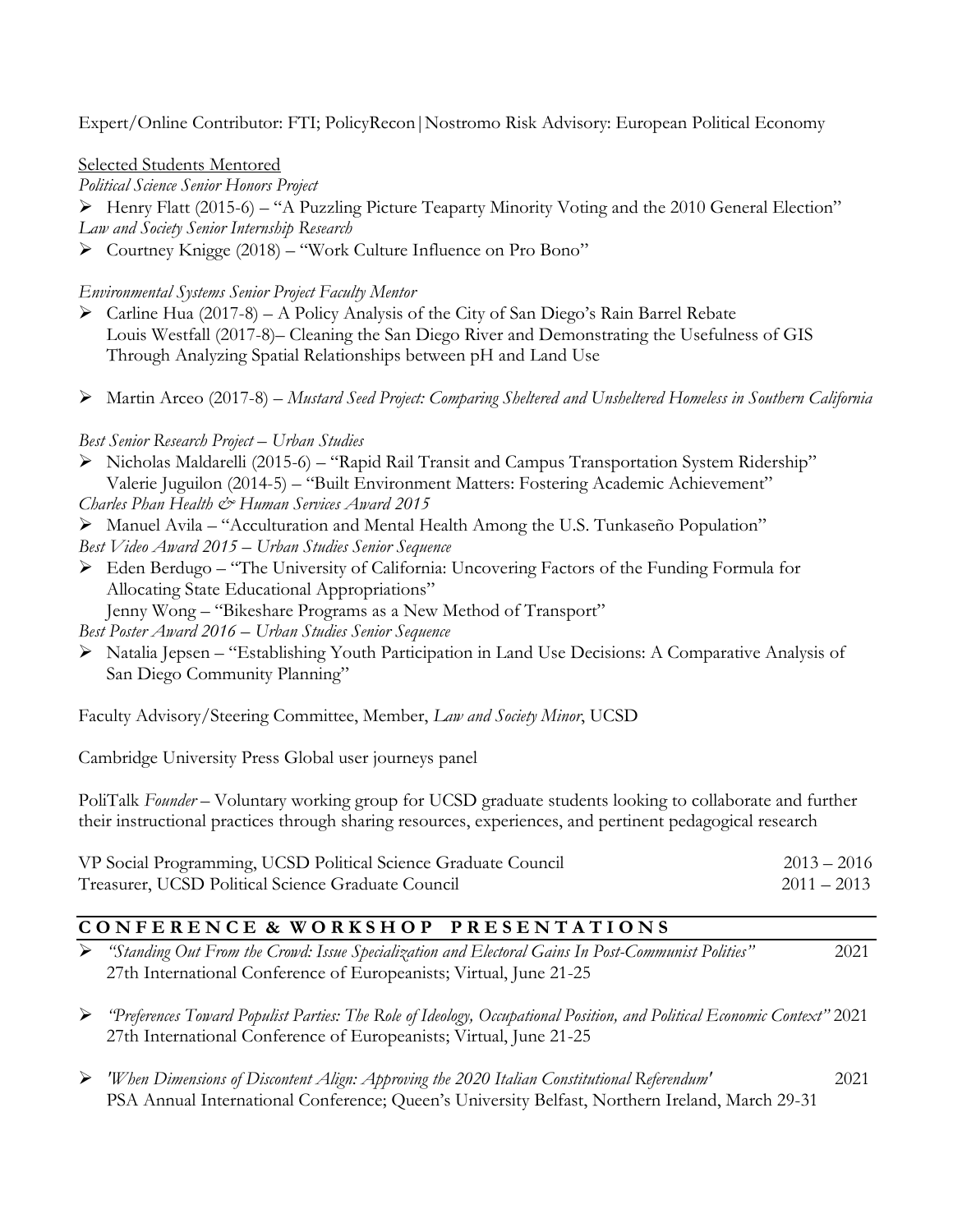Expert/Online Contributor: FTI; PolicyRecon|Nostromo Risk Advisory: European Political Economy

<u>Selected Students Mentored</u>

*Political Science Senior Honors Project*

- Henry Flatt (2015-6) – "A Puzzling Picture Teaparty Minority Voting and the 2010 General Election"

*Law and Society Senior Internship Research*

- Courtney Knigge (2018) – "Work Culture Influence on Pro Bono"

*Environmental Systems Senior Project Faculty Mentor*

- Carline Hua (2017-8) – A Policy Analysis of the City of San Diego's Rain Barrel Rebate
  Louis Westfall (2017-8)– Cleaning the San Diego River and Demonstrating the Usefulness of GIS Through Analyzing Spatial Relationships between pH and Land Use

- Martin Arceo (2017-8) – *Mustard Seed Project: Comparing Sheltered and Unsheltered Homeless in Southern California*

*Best Senior Research Project – Urban Studies*

- Nicholas Maldarelli (2015-6) – "Rapid Rail Transit and Campus Transportation System Ridership"
  Valerie Juguilon (2014-5) – "Built Environment Matters: Fostering Academic Achievement"

*Charles Phan Health & Human Services Award 2015*

- Manuel Avila – "Acculturation and Mental Health Among the U.S. Tunkaseño Population"

*Best Video Award 2015 – Urban Studies Senior Sequence*

- Eden Berdugo – "The University of California: Uncovering Factors of the Funding Formula for Allocating State Educational Appropriations"
  Jenny Wong – "Bikeshare Programs as a New Method of Transport"

*Best Poster Award 2016 – Urban Studies Senior Sequence*

- Natalia Jepsen – "Establishing Youth Participation in Land Use Decisions: A Comparative Analysis of San Diego Community Planning"

Faculty Advisory/Steering Committee, Member, *Law and Society Minor*, UCSD

Cambridge University Press Global user journeys panel

PoliTalk *Founder* – Voluntary working group for UCSD graduate students looking to collaborate and further their instructional practices through sharing resources, experiences, and pertinent pedagogical research

VP Social Programming, UCSD Political Science Graduate Council 2013 – 2016
Treasurer, UCSD Political Science Graduate Council 2011 – 2013

## CONFERENCE & WORKSHOP PRESENTATIONS

- *"Standing Out From the Crowd: Issue Specialization and Electoral Gains In Post-Communist Polities"* 2021
  27th International Conference of Europeanists; Virtual, June 21-25

- *"Preferences Toward Populist Parties: The Role of Ideology, Occupational Position, and Political Economic Context"* 2021
  27th International Conference of Europeanists; Virtual, June 21-25

- *'When Dimensions of Discontent Align: Approving the 2020 Italian Constitutional Referendum'* 2021
  PSA Annual International Conference; Queen's University Belfast, Northern Ireland, March 29-31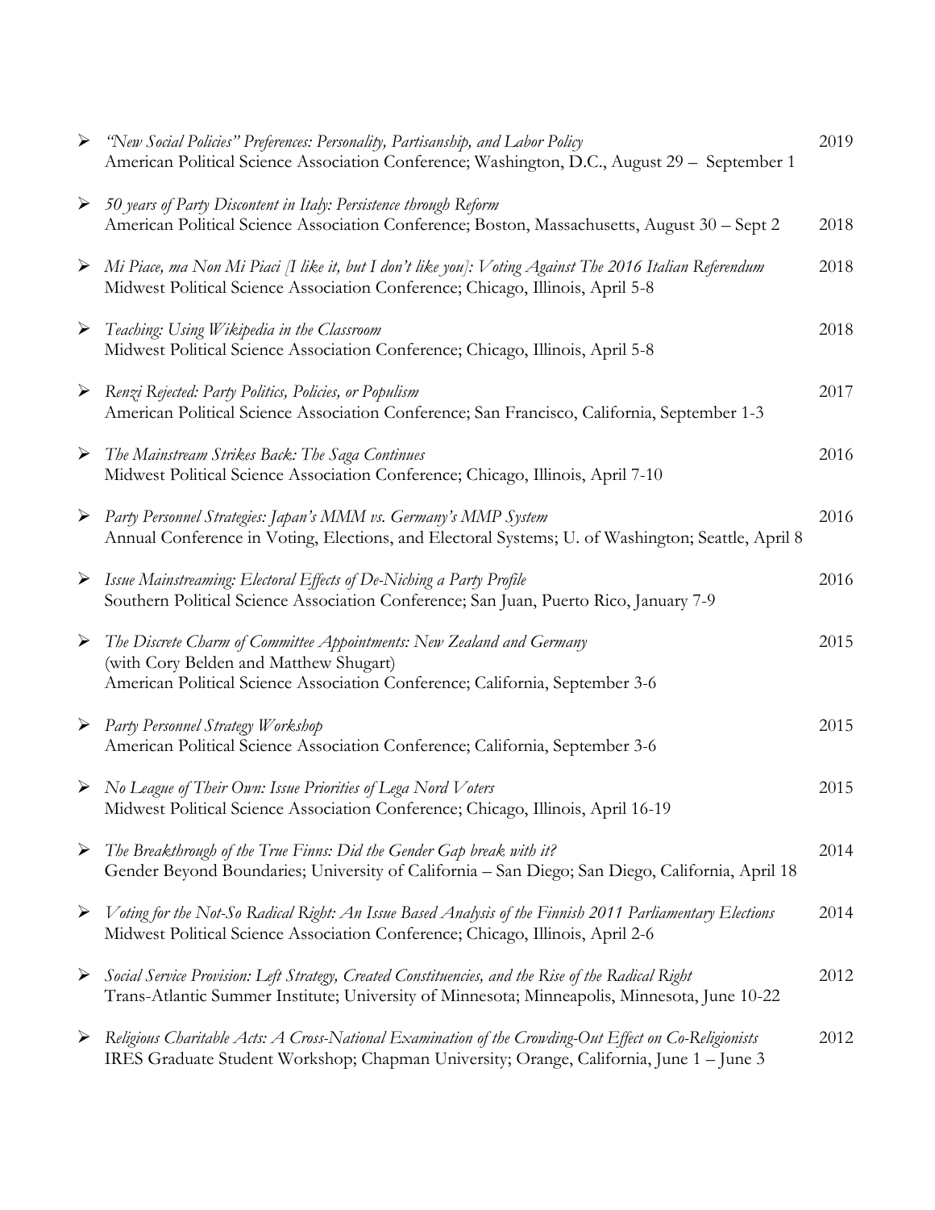- *"New Social Policies" Preferences: Personality, Partisanship, and Labor Policy* — 2019
  American Political Science Association Conference; Washington, D.C., August 29 – September 1

- *50 years of Party Discontent in Italy: Persistence through Reform* — 2018
  American Political Science Association Conference; Boston, Massachusetts, August 30 – Sept 2

- *Mi Piace, ma Non Mi Piaci [I like it, but I don't like you]: Voting Against The 2016 Italian Referendum* — 2018
  Midwest Political Science Association Conference; Chicago, Illinois, April 5-8

- *Teaching: Using Wikipedia in the Classroom* — 2018
  Midwest Political Science Association Conference; Chicago, Illinois, April 5-8

- *Renzi Rejected: Party Politics, Policies, or Populism* — 2017
  American Political Science Association Conference; San Francisco, California, September 1-3

- *The Mainstream Strikes Back: The Saga Continues* — 2016
  Midwest Political Science Association Conference; Chicago, Illinois, April 7-10

- *Party Personnel Strategies: Japan's MMM vs. Germany's MMP System* — 2016
  Annual Conference in Voting, Elections, and Electoral Systems; U. of Washington; Seattle, April 8

- *Issue Mainstreaming: Electoral Effects of De-Niching a Party Profile* — 2016
  Southern Political Science Association Conference; San Juan, Puerto Rico, January 7-9

- *The Discrete Charm of Committee Appointments: New Zealand and Germany* — 2015
  (with Cory Belden and Matthew Shugart)
  American Political Science Association Conference; California, September 3-6

- *Party Personnel Strategy Workshop* — 2015
  American Political Science Association Conference; California, September 3-6

- *No League of Their Own: Issue Priorities of Lega Nord Voters* — 2015
  Midwest Political Science Association Conference; Chicago, Illinois, April 16-19

- *The Breakthrough of the True Finns: Did the Gender Gap break with it?* — 2014
  Gender Beyond Boundaries; University of California – San Diego; San Diego, California, April 18

- *Voting for the Not-So Radical Right: An Issue Based Analysis of the Finnish 2011 Parliamentary Elections* — 2014
  Midwest Political Science Association Conference; Chicago, Illinois, April 2-6

- *Social Service Provision: Left Strategy, Created Constituencies, and the Rise of the Radical Right* — 2012
  Trans-Atlantic Summer Institute; University of Minnesota; Minneapolis, Minnesota, June 10-22

- *Religious Charitable Acts: A Cross-National Examination of the Crowding-Out Effect on Co-Religionists* — 2012
  IRES Graduate Student Workshop; Chapman University; Orange, California, June 1 – June 3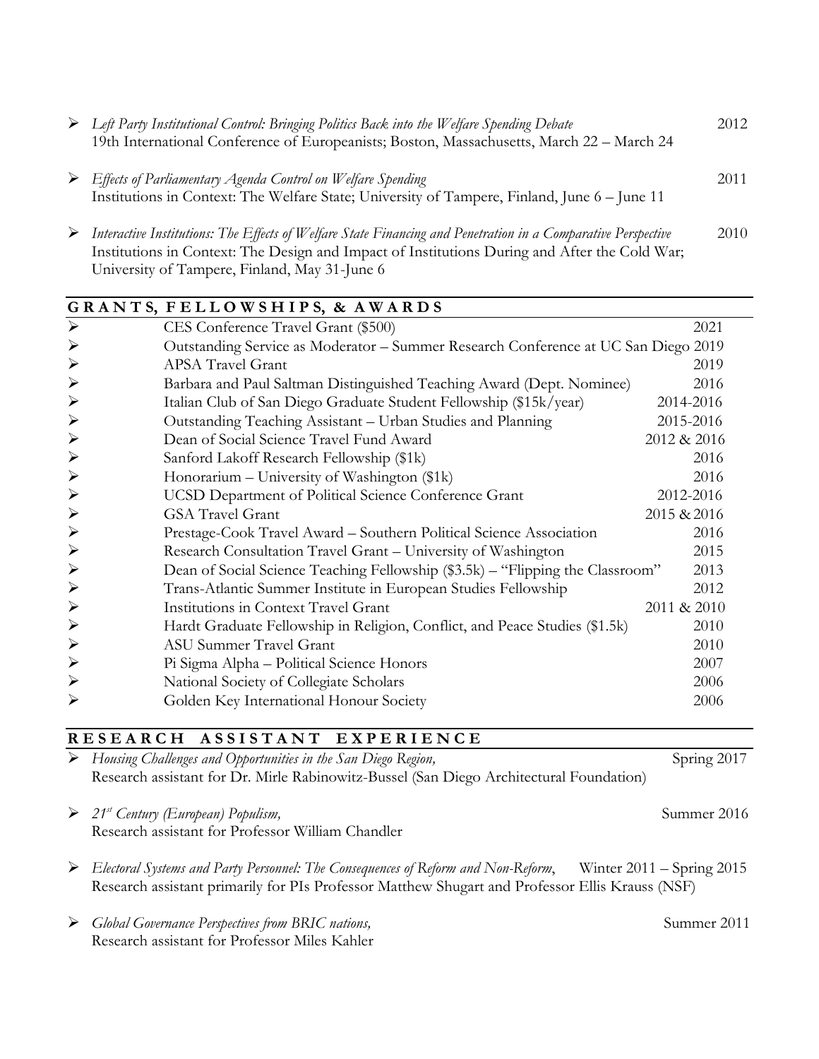- *Left Party Institutional Control: Bringing Politics Back into the Welfare Spending Debate* — 2012
  19th International Conference of Europeanists; Boston, Massachusetts, March 22 – March 24

- *Effects of Parliamentary Agenda Control on Welfare Spending* — 2011
  Institutions in Context: The Welfare State; University of Tampere, Finland, June 6 – June 11

- *Interactive Institutions: The Effects of Welfare State Financing and Penetration in a Comparative Perspective* — 2010
  Institutions in Context: The Design and Impact of Institutions During and After the Cold War; University of Tampere, Finland, May 31-June 6

## GRANTS, FELLOWSHIPS, & AWARDS

- CES Conference Travel Grant ($500) — 2021
- Outstanding Service as Moderator – Summer Research Conference at UC San Diego — 2019
- APSA Travel Grant — 2019
- Barbara and Paul Saltman Distinguished Teaching Award (Dept. Nominee) — 2016
- Italian Club of San Diego Graduate Student Fellowship ($15k/year) — 2014-2016
- Outstanding Teaching Assistant – Urban Studies and Planning — 2015-2016
- Dean of Social Science Travel Fund Award — 2012 & 2016
- Sanford Lakoff Research Fellowship ($1k) — 2016
- Honorarium – University of Washington ($1k) — 2016
- UCSD Department of Political Science Conference Grant — 2012-2016
- GSA Travel Grant — 2015 & 2016
- Prestage-Cook Travel Award – Southern Political Science Association — 2016
- Research Consultation Travel Grant – University of Washington — 2015
- Dean of Social Science Teaching Fellowship ($3.5k) – "Flipping the Classroom" — 2013
- Trans-Atlantic Summer Institute in European Studies Fellowship — 2012
- Institutions in Context Travel Grant — 2011 & 2010
- Hardt Graduate Fellowship in Religion, Conflict, and Peace Studies ($1.5k) — 2010
- ASU Summer Travel Grant — 2010
- Pi Sigma Alpha – Political Science Honors — 2007
- National Society of Collegiate Scholars — 2006
- Golden Key International Honour Society — 2006

## RESEARCH ASSISTANT EXPERIENCE

- *Housing Challenges and Opportunities in the San Diego Region,* — Spring 2017
  Research assistant for Dr. Mirle Rabinowitz-Bussel (San Diego Architectural Foundation)

- *21st Century (European) Populism,* — Summer 2016
  Research assistant for Professor William Chandler

- *Electoral Systems and Party Personnel: The Consequences of Reform and Non-Reform*, — Winter 2011 – Spring 2015
  Research assistant primarily for PIs Professor Matthew Shugart and Professor Ellis Krauss (NSF)

- *Global Governance Perspectives from BRIC nations,* — Summer 2011
  Research assistant for Professor Miles Kahler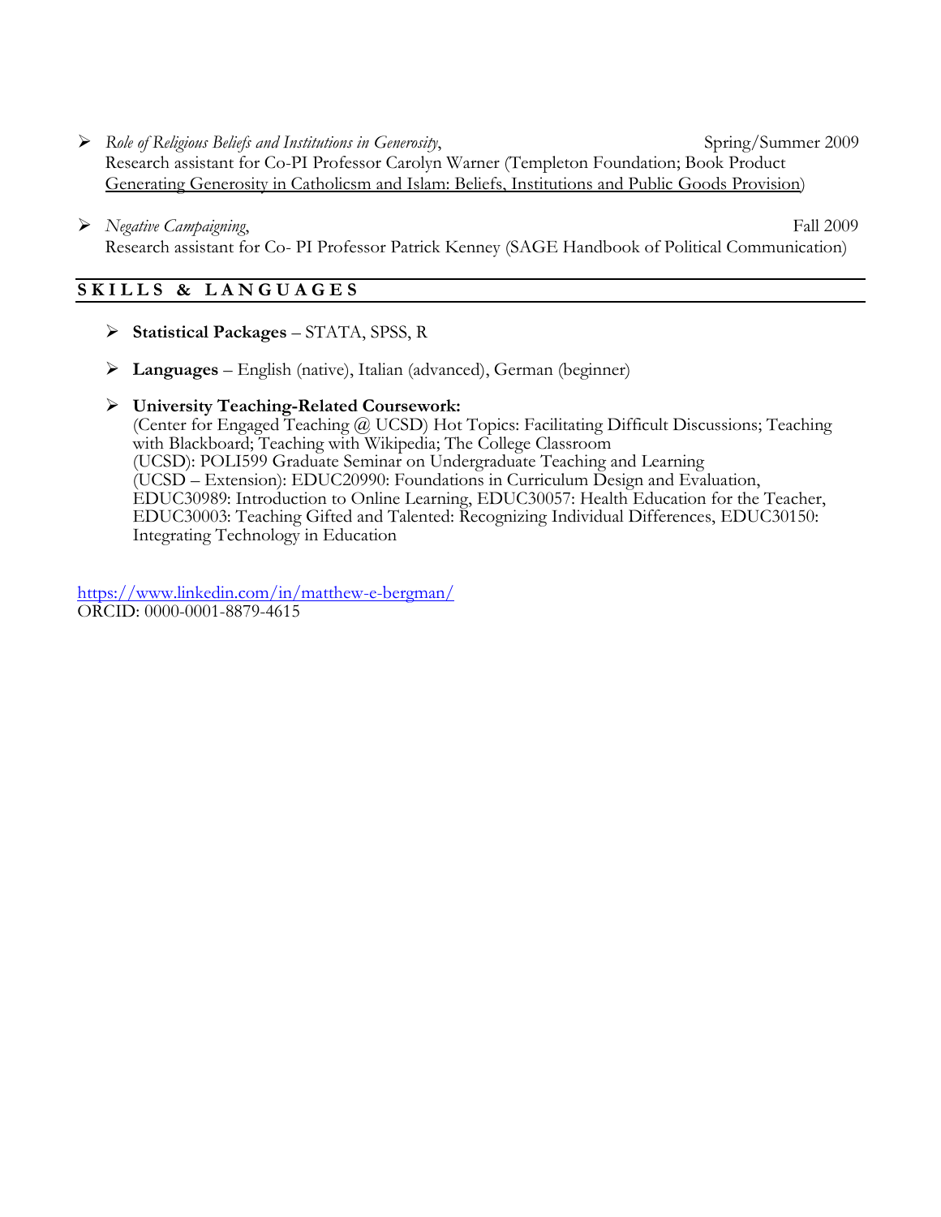- *Role of Religious Beliefs and Institutions in Generosity*, Spring/Summer 2009
  Research assistant for Co-PI Professor Carolyn Warner (Templeton Foundation; Book Product Generating Generosity in Catholicsm and Islam: Beliefs, Institutions and Public Goods Provision)

- *Negative Campaigning*, Fall 2009
  Research assistant for Co- PI Professor Patrick Kenney (SAGE Handbook of Political Communication)

## SKILLS & LANGUAGES

- **Statistical Packages** – STATA, SPSS, R

- **Languages** – English (native), Italian (advanced), German (beginner)

- **University Teaching-Related Coursework:**
  (Center for Engaged Teaching @ UCSD) Hot Topics: Facilitating Difficult Discussions; Teaching with Blackboard; Teaching with Wikipedia; The College Classroom
  (UCSD): POLI599 Graduate Seminar on Undergraduate Teaching and Learning
  (UCSD – Extension): EDUC20990: Foundations in Curriculum Design and Evaluation, EDUC30989: Introduction to Online Learning, EDUC30057: Health Education for the Teacher, EDUC30003: Teaching Gifted and Talented: Recognizing Individual Differences, EDUC30150: Integrating Technology in Education

https://www.linkedin.com/in/matthew-e-bergman/
ORCID: 0000-0001-8879-4615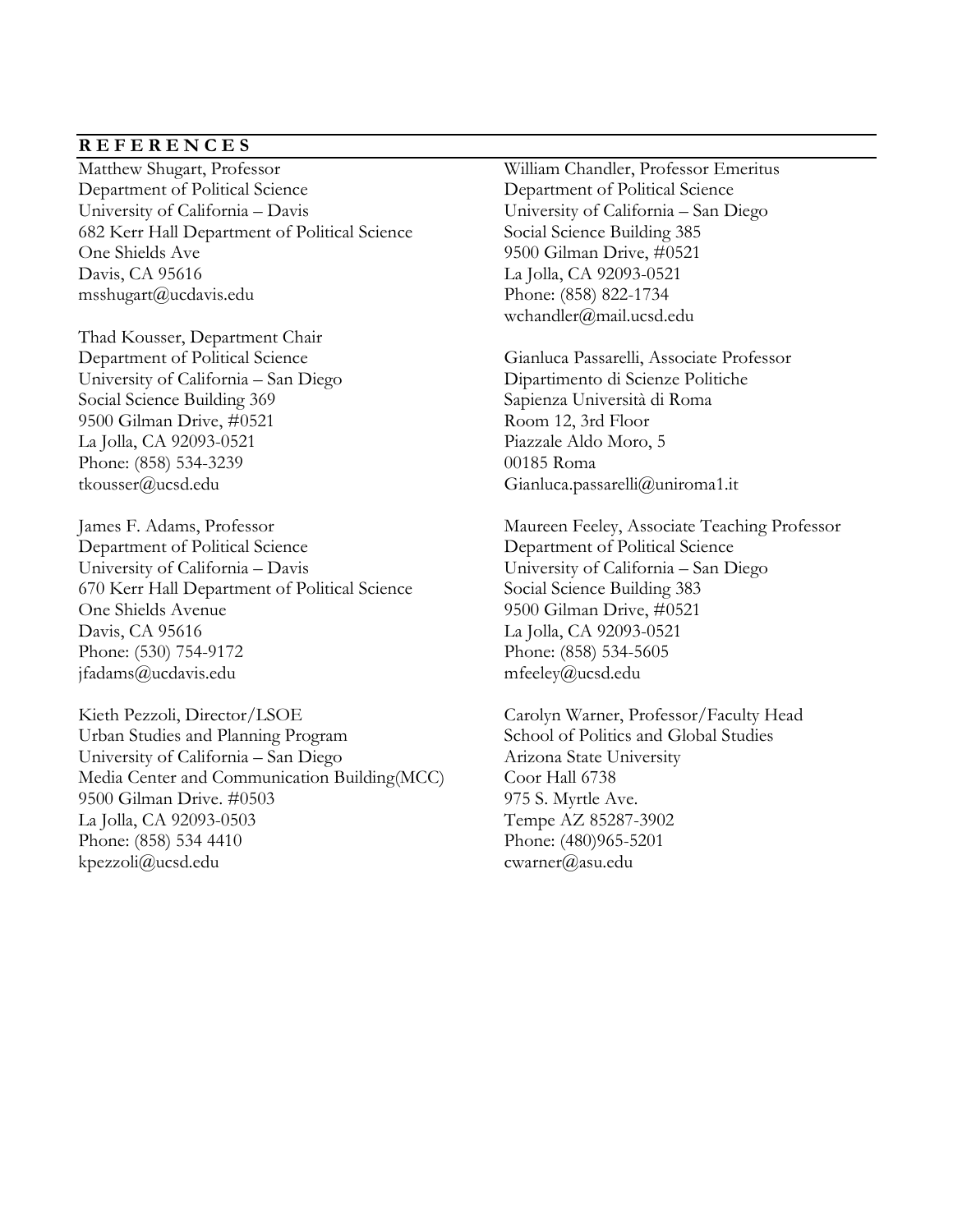## **R E F E R E N C E S**

Matthew Shugart, Professor
Department of Political Science
University of California – Davis
682 Kerr Hall Department of Political Science
One Shields Ave
Davis, CA 95616
msshugart@ucdavis.edu

Thad Kousser, Department Chair
Department of Political Science
University of California – San Diego
Social Science Building 369
9500 Gilman Drive, #0521
La Jolla, CA 92093-0521
Phone: (858) 534-3239
tkousser@ucsd.edu

James F. Adams, Professor
Department of Political Science
University of California – Davis
670 Kerr Hall Department of Political Science
One Shields Avenue
Davis, CA 95616
Phone: (530) 754-9172
jfadams@ucdavis.edu

Kieth Pezzoli, Director/LSOE
Urban Studies and Planning Program
University of California – San Diego
Media Center and Communication Building(MCC)
9500 Gilman Drive. #0503
La Jolla, CA 92093-0503
Phone: (858) 534 4410
kpezzoli@ucsd.edu

William Chandler, Professor Emeritus
Department of Political Science
University of California – San Diego
Social Science Building 385
9500 Gilman Drive, #0521
La Jolla, CA 92093-0521
Phone: (858) 822-1734
wchandler@mail.ucsd.edu

Gianluca Passarelli, Associate Professor
Dipartimento di Scienze Politiche
Sapienza Università di Roma
Room 12, 3rd Floor
Piazzale Aldo Moro, 5
00185 Roma
Gianluca.passarelli@uniroma1.it

Maureen Feeley, Associate Teaching Professor
Department of Political Science
University of California – San Diego
Social Science Building 383
9500 Gilman Drive, #0521
La Jolla, CA 92093-0521
Phone: (858) 534-5605
mfeeley@ucsd.edu

Carolyn Warner, Professor/Faculty Head
School of Politics and Global Studies
Arizona State University
Coor Hall 6738
975 S. Myrtle Ave.
Tempe AZ 85287-3902
Phone: (480)965-5201
cwarner@asu.edu